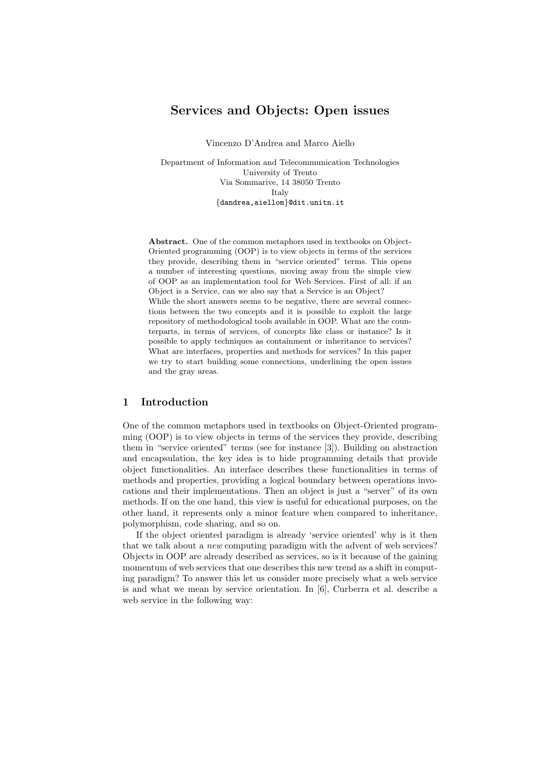# Services and Objects: Open issues

Vincenzo D'Andrea and Marco Aiello

Department of Information and Telecommunication Technologies
University of Trento
Via Sommarive, 14 38050 Trento
Italy
{dandrea,aiellom}@dit.unitn.it

**Abstract.** One of the common metaphors used in textbooks on Object-Oriented programming (OOP) is to view objects in terms of the services they provide, describing them in "service oriented" terms. This opens a number of interesting questions, moving away from the simple view of OOP as an implementation tool for Web Services. First of all: if an Object is a Service, can we also say that a Service is an Object?
While the short answers seems to be negative, there are several connections between the two concepts and it is possible to exploit the large repository of methodological tools available in OOP. What are the counterparts, in terms of services, of concepts like class or instance? Is it possible to apply techniques as containment or inheritance to services? What are interfaces, properties and methods for services? In this paper we try to start building some connections, underlining the open issues and the gray areas.

## 1 Introduction

One of the common metaphors used in textbooks on Object-Oriented programming (OOP) is to view objects in terms of the services they provide, describing them in "service oriented" terms (see for instance [3]). Building on abstraction and encapsulation, the key idea is to hide programming details that provide object functionalities. An interface describes these functionalities in terms of methods and properties, providing a logical boundary between operations invocations and their implementations. Then an object is just a "server" of its own methods. If on the one hand, this view is useful for educational purposes, on the other hand, it represents only a minor feature when compared to inheritance, polymorphism, code sharing, and so on.

If the object oriented paradigm is already 'service oriented' why is it then that we talk about a *new* computing paradigm with the advent of web services? Objects in OOP are already described as services, so is it because of the gaining momentum of web services that one describes this new trend as a shift in computing paradigm? To answer this let us consider more precisely what a web service is and what we mean by service orientation. In [6], Curberra et al. describe a web service in the following way: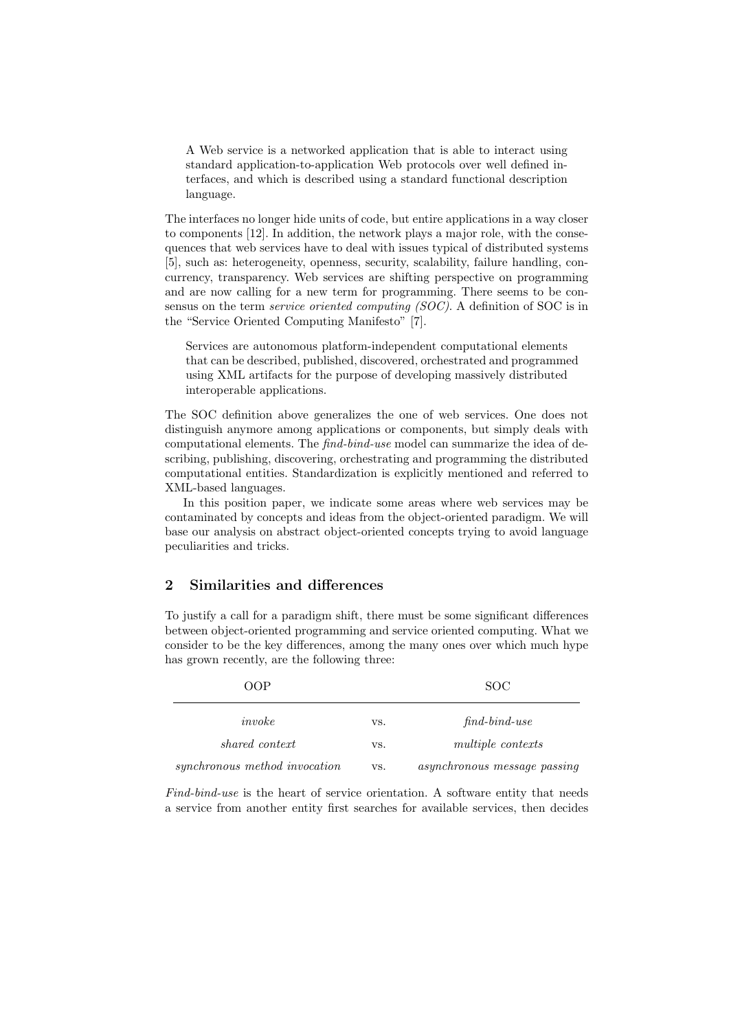> A Web service is a networked application that is able to interact using standard application-to-application Web protocols over well defined interfaces, and which is described using a standard functional description language.

The interfaces no longer hide units of code, but entire applications in a way closer to components [12]. In addition, the network plays a major role, with the consequences that web services have to deal with issues typical of distributed systems [5], such as: heterogeneity, openness, security, scalability, failure handling, concurrency, transparency. Web services are shifting perspective on programming and are now calling for a new term for programming. There seems to be consensus on the term *service oriented computing (SOC)*. A definition of SOC is in the "Service Oriented Computing Manifesto" [7].

> Services are autonomous platform-independent computational elements that can be described, published, discovered, orchestrated and programmed using XML artifacts for the purpose of developing massively distributed interoperable applications.

The SOC definition above generalizes the one of web services. One does not distinguish anymore among applications or components, but simply deals with computational elements. The *find-bind-use* model can summarize the idea of describing, publishing, discovering, orchestrating and programming the distributed computational entities. Standardization is explicitly mentioned and referred to XML-based languages.

In this position paper, we indicate some areas where web services may be contaminated by concepts and ideas from the object-oriented paradigm. We will base our analysis on abstract object-oriented concepts trying to avoid language peculiarities and tricks.

## 2 Similarities and differences

To justify a call for a paradigm shift, there must be some significant differences between object-oriented programming and service oriented computing. What we consider to be the key differences, among the many ones over which much hype has grown recently, are the following three:

| OOP | | SOC |
|---|---|---|
| *invoke* | vs. | *find-bind-use* |
| *shared context* | vs. | *multiple contexts* |
| *synchronous method invocation* | vs. | *asynchronous message passing* |

*Find-bind-use* is the heart of service orientation. A software entity that needs a service from another entity first searches for available services, then decides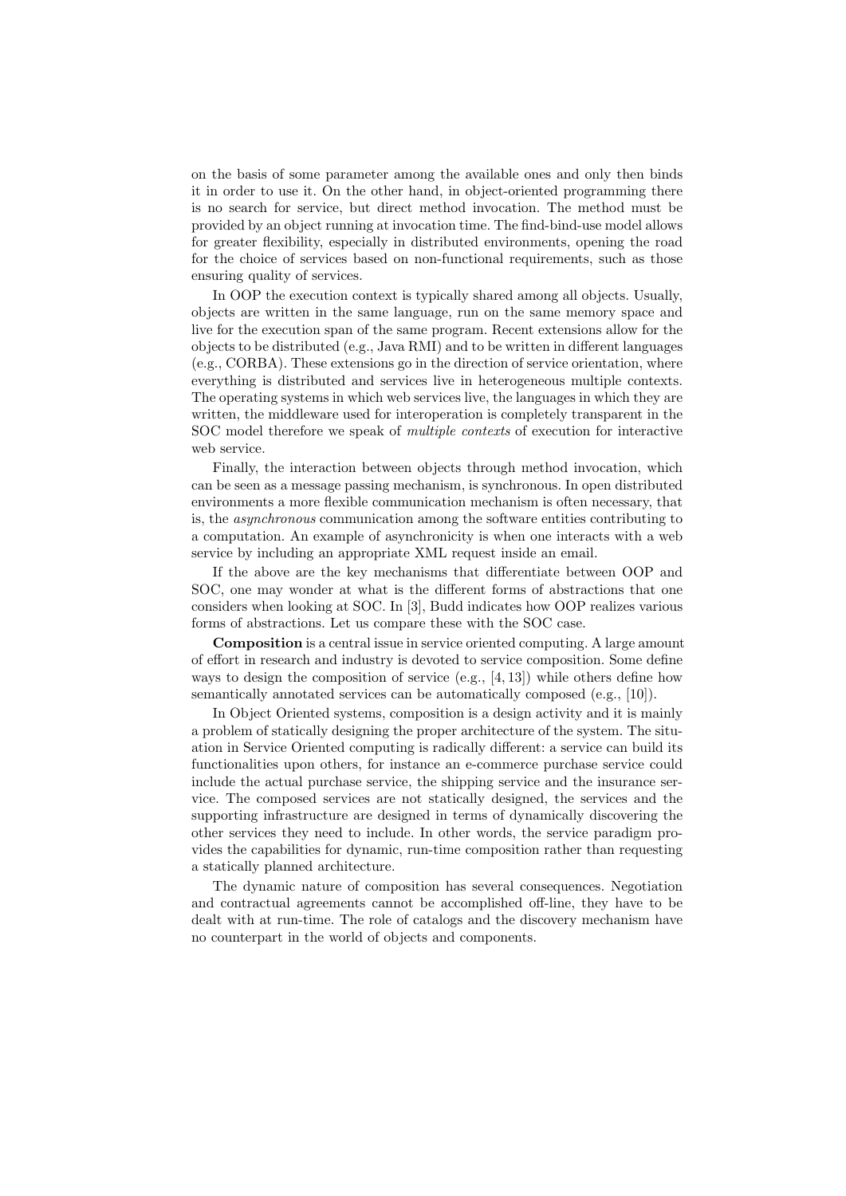on the basis of some parameter among the available ones and only then binds it in order to use it. On the other hand, in object-oriented programming there is no search for service, but direct method invocation. The method must be provided by an object running at invocation time. The find-bind-use model allows for greater flexibility, especially in distributed environments, opening the road for the choice of services based on non-functional requirements, such as those ensuring quality of services.

In OOP the execution context is typically shared among all objects. Usually, objects are written in the same language, run on the same memory space and live for the execution span of the same program. Recent extensions allow for the objects to be distributed (e.g., Java RMI) and to be written in different languages (e.g., CORBA). These extensions go in the direction of service orientation, where everything is distributed and services live in heterogeneous multiple contexts. The operating systems in which web services live, the languages in which they are written, the middleware used for interoperation is completely transparent in the SOC model therefore we speak of *multiple contexts* of execution for interactive web service.

Finally, the interaction between objects through method invocation, which can be seen as a message passing mechanism, is synchronous. In open distributed environments a more flexible communication mechanism is often necessary, that is, the *asynchronous* communication among the software entities contributing to a computation. An example of asynchronicity is when one interacts with a web service by including an appropriate XML request inside an email.

If the above are the key mechanisms that differentiate between OOP and SOC, one may wonder at what is the different forms of abstractions that one considers when looking at SOC. In [3], Budd indicates how OOP realizes various forms of abstractions. Let us compare these with the SOC case.

**Composition** is a central issue in service oriented computing. A large amount of effort in research and industry is devoted to service composition. Some define ways to design the composition of service (e.g., [4, 13]) while others define how semantically annotated services can be automatically composed (e.g., [10]).

In Object Oriented systems, composition is a design activity and it is mainly a problem of statically designing the proper architecture of the system. The situation in Service Oriented computing is radically different: a service can build its functionalities upon others, for instance an e-commerce purchase service could include the actual purchase service, the shipping service and the insurance service. The composed services are not statically designed, the services and the supporting infrastructure are designed in terms of dynamically discovering the other services they need to include. In other words, the service paradigm provides the capabilities for dynamic, run-time composition rather than requesting a statically planned architecture.

The dynamic nature of composition has several consequences. Negotiation and contractual agreements cannot be accomplished off-line, they have to be dealt with at run-time. The role of catalogs and the discovery mechanism have no counterpart in the world of objects and components.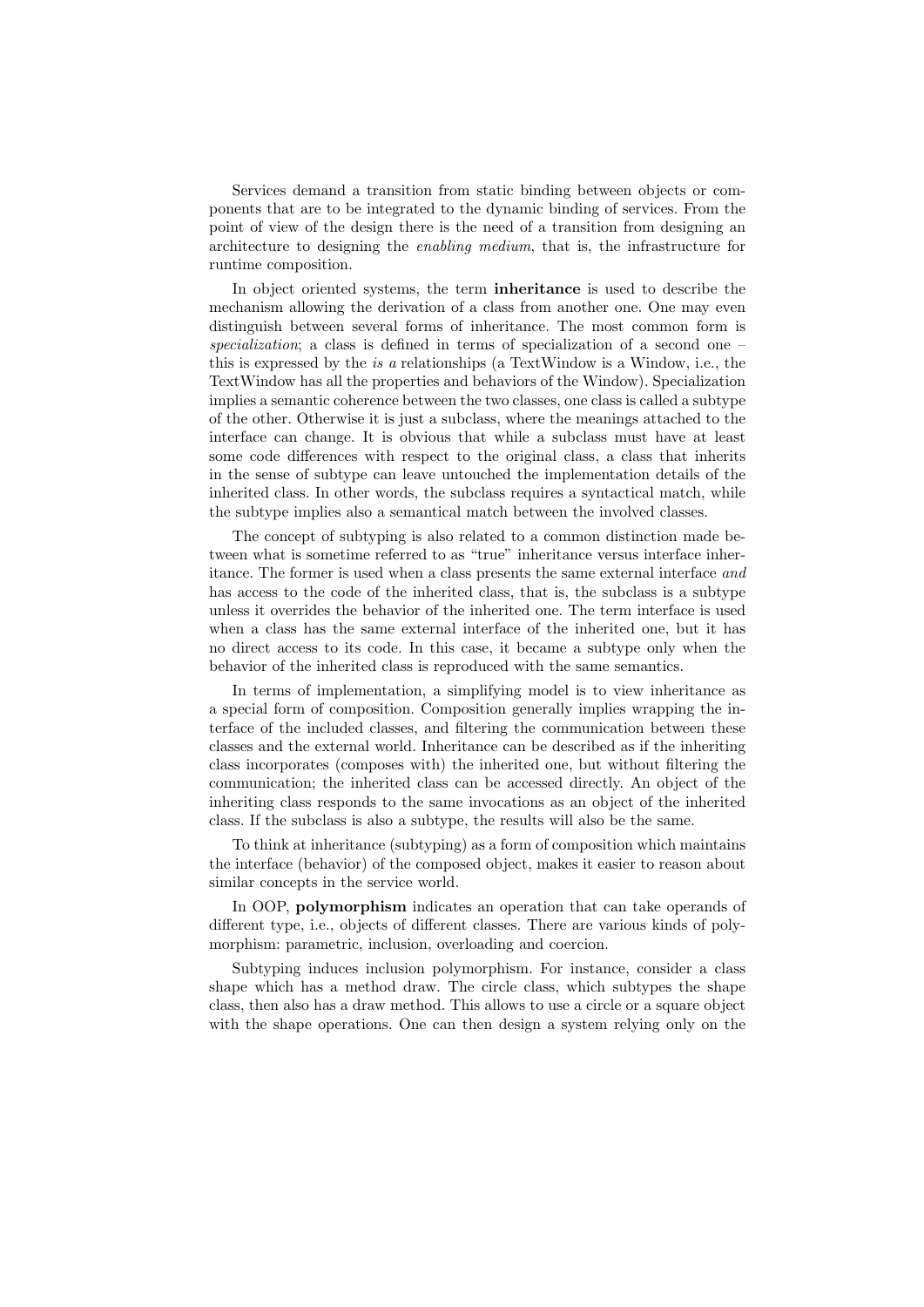Services demand a transition from static binding between objects or components that are to be integrated to the dynamic binding of services. From the point of view of the design there is the need of a transition from designing an architecture to designing the *enabling medium*, that is, the infrastructure for runtime composition.

In object oriented systems, the term **inheritance** is used to describe the mechanism allowing the derivation of a class from another one. One may even distinguish between several forms of inheritance. The most common form is *specialization*; a class is defined in terms of specialization of a second one – this is expressed by the *is a* relationships (a TextWindow is a Window, i.e., the TextWindow has all the properties and behaviors of the Window). Specialization implies a semantic coherence between the two classes, one class is called a subtype of the other. Otherwise it is just a subclass, where the meanings attached to the interface can change. It is obvious that while a subclass must have at least some code differences with respect to the original class, a class that inherits in the sense of subtype can leave untouched the implementation details of the inherited class. In other words, the subclass requires a syntactical match, while the subtype implies also a semantical match between the involved classes.

The concept of subtyping is also related to a common distinction made between what is sometime referred to as "true" inheritance versus interface inheritance. The former is used when a class presents the same external interface *and* has access to the code of the inherited class, that is, the subclass is a subtype unless it overrides the behavior of the inherited one. The term interface is used when a class has the same external interface of the inherited one, but it has no direct access to its code. In this case, it became a subtype only when the behavior of the inherited class is reproduced with the same semantics.

In terms of implementation, a simplifying model is to view inheritance as a special form of composition. Composition generally implies wrapping the interface of the included classes, and filtering the communication between these classes and the external world. Inheritance can be described as if the inheriting class incorporates (composes with) the inherited one, but without filtering the communication; the inherited class can be accessed directly. An object of the inheriting class responds to the same invocations as an object of the inherited class. If the subclass is also a subtype, the results will also be the same.

To think at inheritance (subtyping) as a form of composition which maintains the interface (behavior) of the composed object, makes it easier to reason about similar concepts in the service world.

In OOP, **polymorphism** indicates an operation that can take operands of different type, i.e., objects of different classes. There are various kinds of polymorphism: parametric, inclusion, overloading and coercion.

Subtyping induces inclusion polymorphism. For instance, consider a class shape which has a method draw. The circle class, which subtypes the shape class, then also has a draw method. This allows to use a circle or a square object with the shape operations. One can then design a system relying only on the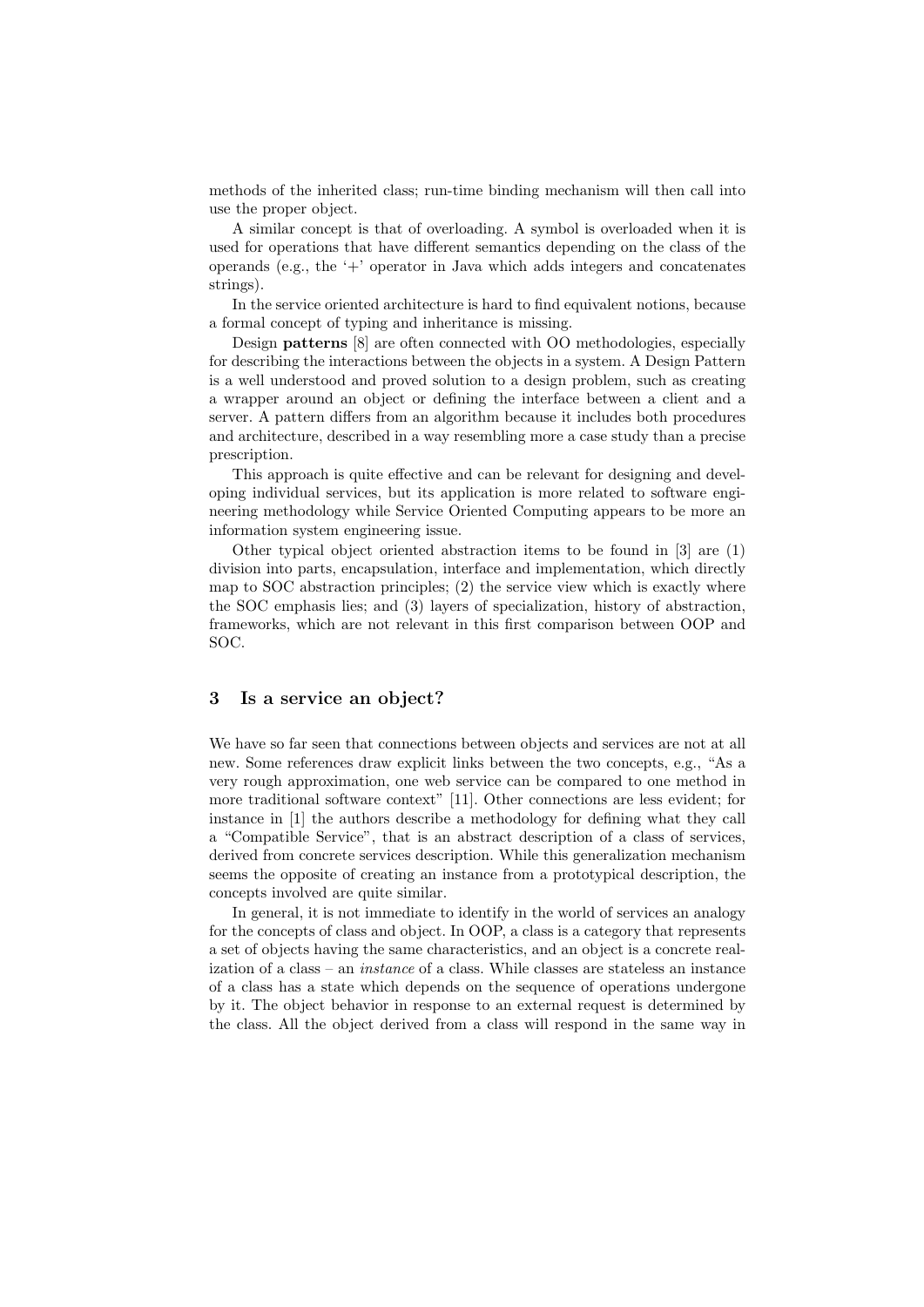methods of the inherited class; run-time binding mechanism will then call into use the proper object.

A similar concept is that of overloading. A symbol is overloaded when it is used for operations that have different semantics depending on the class of the operands (e.g., the '+' operator in Java which adds integers and concatenates strings).

In the service oriented architecture is hard to find equivalent notions, because a formal concept of typing and inheritance is missing.

Design **patterns** [8] are often connected with OO methodologies, especially for describing the interactions between the objects in a system. A Design Pattern is a well understood and proved solution to a design problem, such as creating a wrapper around an object or defining the interface between a client and a server. A pattern differs from an algorithm because it includes both procedures and architecture, described in a way resembling more a case study than a precise prescription.

This approach is quite effective and can be relevant for designing and developing individual services, but its application is more related to software engineering methodology while Service Oriented Computing appears to be more an information system engineering issue.

Other typical object oriented abstraction items to be found in [3] are (1) division into parts, encapsulation, interface and implementation, which directly map to SOC abstraction principles; (2) the service view which is exactly where the SOC emphasis lies; and (3) layers of specialization, history of abstraction, frameworks, which are not relevant in this first comparison between OOP and SOC.

## 3 Is a service an object?

We have so far seen that connections between objects and services are not at all new. Some references draw explicit links between the two concepts, e.g., "As a very rough approximation, one web service can be compared to one method in more traditional software context" [11]. Other connections are less evident; for instance in [1] the authors describe a methodology for defining what they call a "Compatible Service", that is an abstract description of a class of services, derived from concrete services description. While this generalization mechanism seems the opposite of creating an instance from a prototypical description, the concepts involved are quite similar.

In general, it is not immediate to identify in the world of services an analogy for the concepts of class and object. In OOP, a class is a category that represents a set of objects having the same characteristics, and an object is a concrete realization of a class – an *instance* of a class. While classes are stateless an instance of a class has a state which depends on the sequence of operations undergone by it. The object behavior in response to an external request is determined by the class. All the object derived from a class will respond in the same way in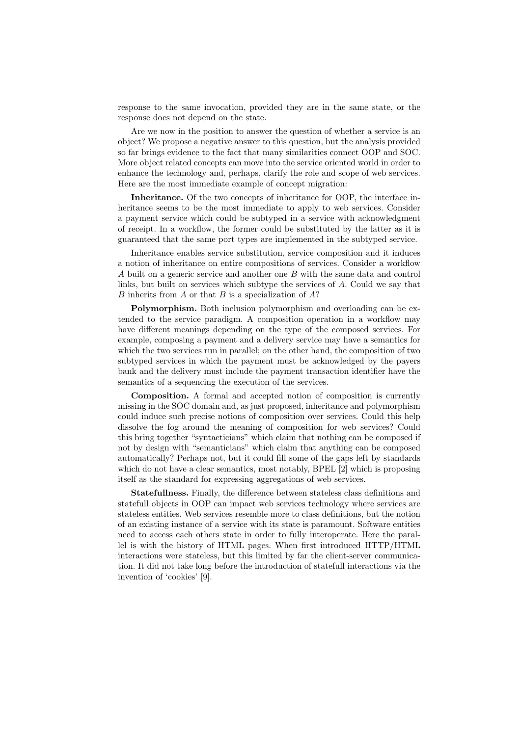response to the same invocation, provided they are in the same state, or the response does not depend on the state.

Are we now in the position to answer the question of whether a service is an object? We propose a negative answer to this question, but the analysis provided so far brings evidence to the fact that many similarities connect OOP and SOC. More object related concepts can move into the service oriented world in order to enhance the technology and, perhaps, clarify the role and scope of web services. Here are the most immediate example of concept migration:

**Inheritance.** Of the two concepts of inheritance for OOP, the interface inheritance seems to be the most immediate to apply to web services. Consider a payment service which could be subtyped in a service with acknowledgment of receipt. In a workflow, the former could be substituted by the latter as it is guaranteed that the same port types are implemented in the subtyped service.

Inheritance enables service substitution, service composition and it induces a notion of inheritance on entire compositions of services. Consider a workflow $A$ built on a generic service and another one $B$ with the same data and control links, but built on services which subtype the services of $A$. Could we say that $B$ inherits from $A$ or that $B$ is a specialization of $A$?

**Polymorphism.** Both inclusion polymorphism and overloading can be extended to the service paradigm. A composition operation in a workflow may have different meanings depending on the type of the composed services. For example, composing a payment and a delivery service may have a semantics for which the two services run in parallel; on the other hand, the composition of two subtyped services in which the payment must be acknowledged by the payers bank and the delivery must include the payment transaction identifier have the semantics of a sequencing the execution of the services.

**Composition.** A formal and accepted notion of composition is currently missing in the SOC domain and, as just proposed, inheritance and polymorphism could induce such precise notions of composition over services. Could this help dissolve the fog around the meaning of composition for web services? Could this bring together "syntacticians" which claim that nothing can be composed if not by design with "semanticians" which claim that anything can be composed automatically? Perhaps not, but it could fill some of the gaps left by standards which do not have a clear semantics, most notably, BPEL [2] which is proposing itself as the standard for expressing aggregations of web services.

**Statefullness.** Finally, the difference between stateless class definitions and statefull objects in OOP can impact web services technology where services are stateless entities. Web services resemble more to class definitions, but the notion of an existing instance of a service with its state is paramount. Software entities need to access each others state in order to fully interoperate. Here the parallel is with the history of HTML pages. When first introduced HTTP/HTML interactions were stateless, but this limited by far the client-server communication. It did not take long before the introduction of statefull interactions via the invention of 'cookies' [9].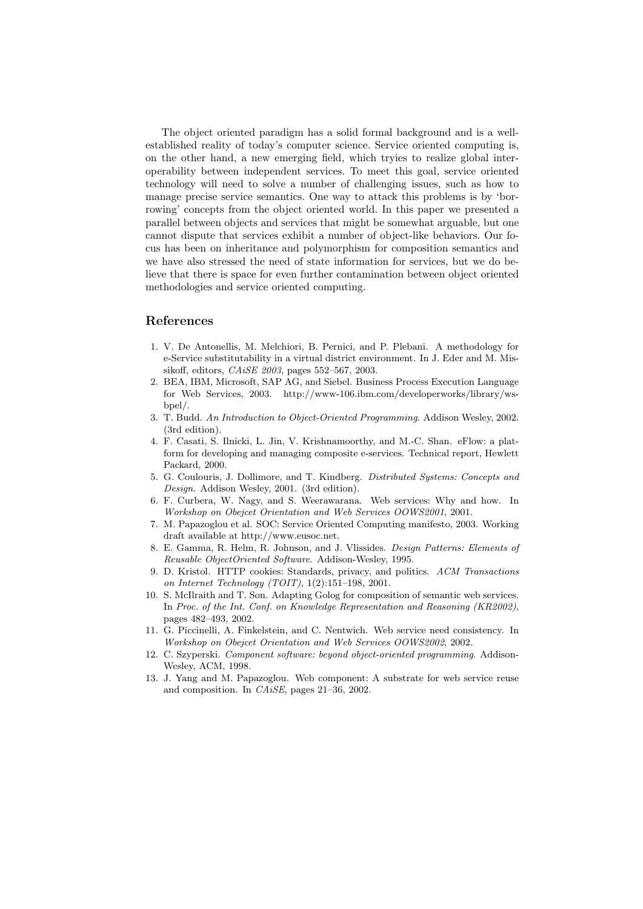The object oriented paradigm has a solid formal background and is a well-established reality of today's computer science. Service oriented computing is, on the other hand, a new emerging field, which tryies to realize global interoperability between independent services. To meet this goal, service oriented technology will need to solve a number of challenging issues, such as how to manage precise service semantics. One way to attack this problems is by 'borrowing' concepts from the object oriented world. In this paper we presented a parallel between objects and services that might be somewhat arguable, but one cannot dispute that services exhibit a number of object-like behaviors. Our focus has been on inheritance and polymorphism for composition semantics and we have also stressed the need of state information for services, but we do believe that there is space for even further contamination between object oriented methodologies and service oriented computing.

## References

1. V. De Antonellis, M. Melchiori, B. Pernici, and P. Plebani. A methodology for e-Service substitutability in a virtual district environment. In J. Eder and M. Missikoff, editors, *CAiSE 2003*, pages 552–567, 2003.
2. BEA, IBM, Microsoft, SAP AG, and Siebel. Business Process Execution Language for Web Services, 2003. http://www-106.ibm.com/developerworks/library/ws-bpel/.
3. T. Budd. *An Introduction to Object-Oriented Programming*. Addison Wesley, 2002. (3rd edition).
4. F. Casati, S. Ilnicki, L. Jin, V. Krishnamoorthy, and M.-C. Shan. eFlow: a platform for developing and managing composite e-services. Technical report, Hewlett Packard, 2000.
5. G. Coulouris, J. Dollimore, and T. Kindberg. *Distributed Systems: Concepts and Design*. Addison Wesley, 2001. (3rd edition).
6. F. Curbera, W. Nagy, and S. Weerawarana. Web services: Why and how. In *Workshop on Obejcet Orientation and Web Services OOWS2001*, 2001.
7. M. Papazoglou et al. SOC: Service Oriented Computing manifesto, 2003. Working draft available at http://www.eusoc.net.
8. E. Gamma, R. Helm, R. Johnson, and J. Vlissides. *Design Patterns: Elements of Reusable ObjectOriented Software*. Addison-Wesley, 1995.
9. D. Kristol. HTTP cookies: Standards, privacy, and politics. *ACM Transactions on Internet Technology (TOIT)*, 1(2):151–198, 2001.
10. S. McIlraith and T. Son. Adapting Golog for composition of semantic web services. In *Proc. of the Int. Conf. on Knowledge Representation and Reasoning (KR2002)*, pages 482–493, 2002.
11. G. Piccinelli, A. Finkelstein, and C. Nentwich. Web service need consistency. In *Workshop on Obejcet Orientation and Web Services OOWS2002*, 2002.
12. C. Szyperski. *Component software: beyond object-oriented programming*. Addison-Wesley, ACM, 1998.
13. J. Yang and M. Papazoglou. Web component: A substrate for web service reuse and composition. In *CAiSE*, pages 21–36, 2002.